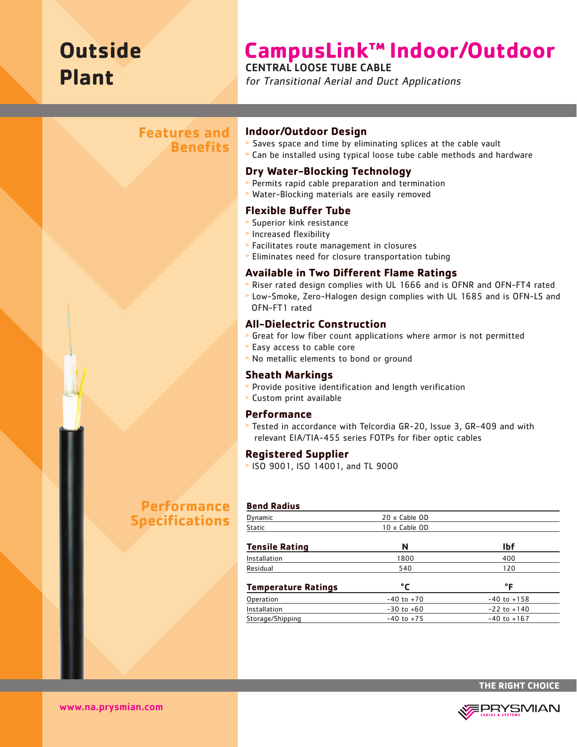# Outside Plant

# CampusLink™ Indoor/Outdoor

**CENTRAL LOOSE TUBE CABLE**

*for Transitional Aerial and Duct Applications*

## Features and Benefits

### Indoor/Outdoor Design

- Saves space and time by eliminating splices at the cable vault
- Can be installed using typical loose tube cable methods and hardware

### Dry Water-Blocking Technology

- Permits rapid cable preparation and termination
- Water-Blocking materials are easily removed

### Flexible Buffer Tube

- Superior kink resistance
- Increased flexibility
- Facilitates route management in closures
- Eliminates need for closure transportation tubing

### Available in Two Different Flame Ratings

- Riser rated design complies with UL 1666 and is OFNR and OFN-FT4 rated
- Low-Smoke, Zero-Halogen design complies with UL 1685 and is OFN-LS and OFN-FT1 rated

### All-Dielectric Construction

- Great for low fiber count applications where armor is not permitted
- Easy access to cable core
- No metallic elements to bond or ground

### Sheath Markings

- Provide positive identification and length verification
- Custom print available

### Performance

- Tested in accordance with Telcordia GR-20, Issue 3, GR-409 and with relevant EIA/TIA-455 series FOTPs for fiber optic cables

### Registered Supplier

- ISO 9001, ISO 14001, and TL 9000

## Performance Specifications

| Bend Radius | |
|---|---|
| Dynamic | 20 x Cable OD |
| Static | 10 x Cable OD |

| Tensile Rating | N | lbf |
|---|---|---|
| Installation | 1800 | 400 |
| Residual | 540 | 120 |

| Temperature Ratings | °C | °F |
|---|---|---|
| Operation | -40 to +70 | -40 to +158 |
| Installation | -30 to +60 | -22 to +140 |
| Storage/Shipping | -40 to +75 | -40 to +167 |

THE RIGHT CHOICE

www.na.prysmian.com

PRYSMIAN CABLES & SYSTEMS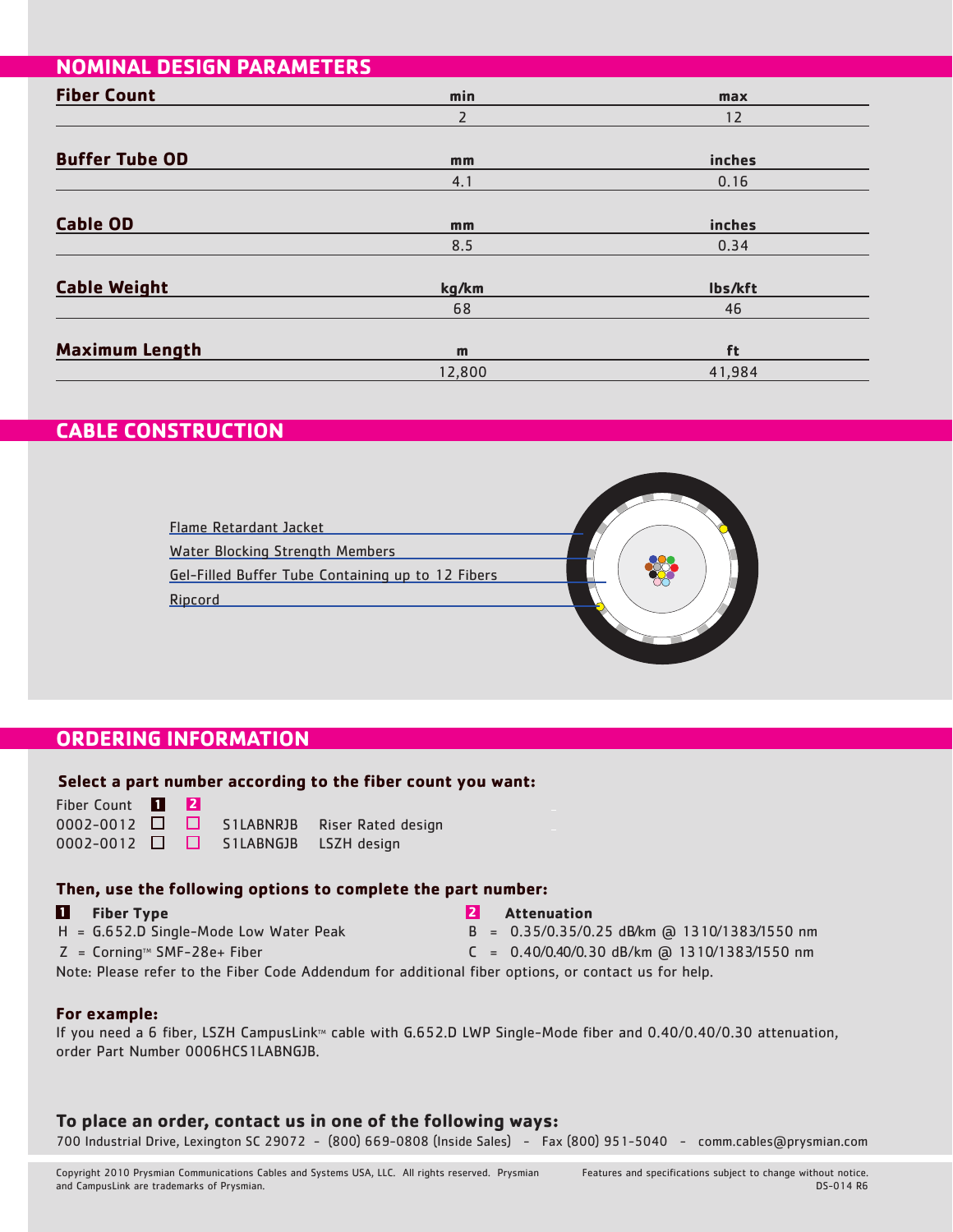## NOMINAL DESIGN PARAMETERS

| Fiber Count | min | max |
|---|---|---|
| | 2 | 12 |

| Buffer Tube OD | mm | inches |
|---|---|---|
| | 4.1 | 0.16 |

| Cable OD | mm | inches |
|---|---|---|
| | 8.5 | 0.34 |

| Cable Weight | kg/km | lbs/kft |
|---|---|---|
| | 68 | 46 |

| Maximum Length | m | ft |
|---|---|---|
| | 12,800 | 41,984 |

## CABLE CONSTRUCTION

Flame Retardant Jacket

Water Blocking Strength Members

Gel-Filled Buffer Tube Containing up to 12 Fibers

Ripcord

## ORDERING INFORMATION

**Select a part number according to the fiber count you want:**

| Fiber Count | 1 | 2 | | |
|---|---|---|---|---|
| 0002-0012 | ☐ | ☐ | S1LABNRJB | Riser Rated design |
| 0002-0012 | ☐ | ☐ | S1LABNGJB | LSZH design |

**Then, use the following options to complete the part number:**

**1 Fiber Type**

H = G.652.D Single-Mode Low Water Peak

Z = Corning™ SMF-28e+ Fiber

**2 Attenuation**

B = 0.35/0.35/0.25 dB/km @ 1310/1383/1550 nm

C = 0.40/0.40/0.30 dB/km @ 1310/1383/1550 nm

Note: Please refer to the Fiber Code Addendum for additional fiber options, or contact us for help.

**For example:**

If you need a 6 fiber, LSZH CampusLink™ cable with G.652.D LWP Single-Mode fiber and 0.40/0.40/0.30 attenuation, order Part Number 0006HCS1LABNGJB.

**To place an order, contact us in one of the following ways:**

700 Industrial Drive, Lexington SC 29072 - (800) 669-0808 (Inside Sales) - Fax (800) 951-5040 - comm.cables@prysmian.com

Copyright 2010 Prysmian Communications Cables and Systems USA, LLC. All rights reserved. Prysmian and CampusLink are trademarks of Prysmian.

Features and specifications subject to change without notice.
DS-014 R6